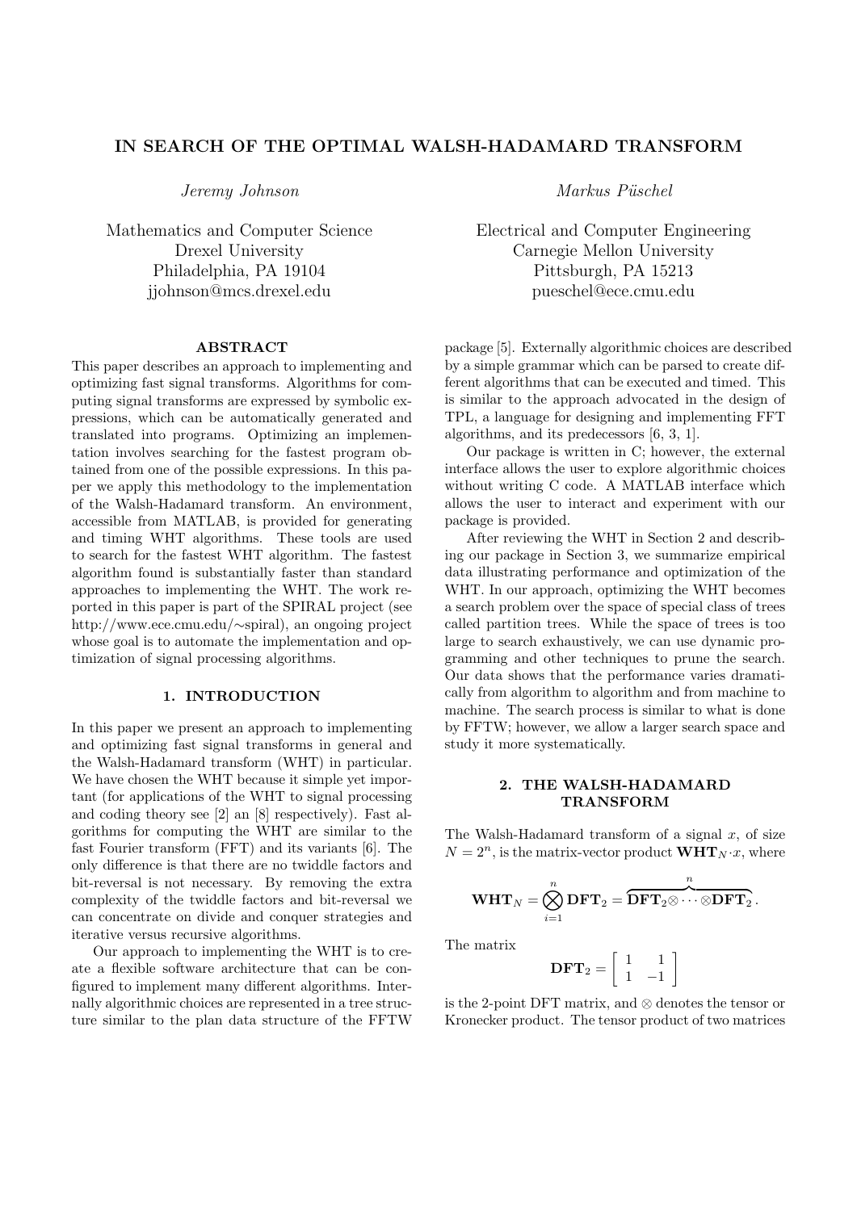# IN SEARCH OF THE OPTIMAL WALSH-HADAMARD TRANSFORM

*Jeremy Johnson*

Mathematics and Computer Science
Drexel University
Philadelphia, PA 19104
jjohnson@mcs.drexel.edu

*Markus Püschel*

Electrical and Computer Engineering
Carnegie Mellon University
Pittsburgh, PA 15213
pueschel@ece.cmu.edu

### ABSTRACT

This paper describes an approach to implementing and optimizing fast signal transforms. Algorithms for computing signal transforms are expressed by symbolic expressions, which can be automatically generated and translated into programs. Optimizing an implementation involves searching for the fastest program obtained from one of the possible expressions. In this paper we apply this methodology to the implementation of the Walsh-Hadamard transform. An environment, accessible from MATLAB, is provided for generating and timing WHT algorithms. These tools are used to search for the fastest WHT algorithm. The fastest algorithm found is substantially faster than standard approaches to implementing the WHT. The work reported in this paper is part of the SPIRAL project (see http://www.ece.cmu.edu/∼spiral), an ongoing project whose goal is to automate the implementation and optimization of signal processing algorithms.

## 1. INTRODUCTION

In this paper we present an approach to implementing and optimizing fast signal transforms in general and the Walsh-Hadamard transform (WHT) in particular. We have chosen the WHT because it simple yet important (for applications of the WHT to signal processing and coding theory see [2] an [8] respectively). Fast algorithms for computing the WHT are similar to the fast Fourier transform (FFT) and its variants [6]. The only difference is that there are no twiddle factors and bit-reversal is not necessary. By removing the extra complexity of the twiddle factors and bit-reversal we can concentrate on divide and conquer strategies and iterative versus recursive algorithms.

Our approach to implementing the WHT is to create a flexible software architecture that can be configured to implement many different algorithms. Internally algorithmic choices are represented in a tree structure similar to the plan data structure of the FFTW package [5]. Externally algorithmic choices are described by a simple grammar which can be parsed to create different algorithms that can be executed and timed. This is similar to the approach advocated in the design of TPL, a language for designing and implementing FFT algorithms, and its predecessors [6, 3, 1].

Our package is written in C; however, the external interface allows the user to explore algorithmic choices without writing C code. A MATLAB interface which allows the user to interact and experiment with our package is provided.

After reviewing the WHT in Section 2 and describing our package in Section 3, we summarize empirical data illustrating performance and optimization of the WHT. In our approach, optimizing the WHT becomes a search problem over the space of special class of trees called partition trees. While the space of trees is too large to search exhaustively, we can use dynamic programming and other techniques to prune the search. Our data shows that the performance varies dramatically from algorithm to algorithm and from machine to machine. The search process is similar to what is done by FFTW; however, we allow a larger search space and study it more systematically.

## 2. THE WALSH-HADAMARD TRANSFORM

The Walsh-Hadamard transform of a signal $x$, of size $N = 2^n$, is the matrix-vector product $\mathbf{WHT}_N \cdot x$, where

$$\mathbf{WHT}_N = \bigotimes_{i=1}^{n} \mathbf{DFT}_2 = \overbrace{\mathbf{DFT}_2 \otimes \cdots \otimes \mathbf{DFT}_2}^{n}.$$

The matrix

$$\mathbf{DFT}_2 = \begin{bmatrix} 1 & 1 \\ 1 & -1 \end{bmatrix}$$

is the 2-point DFT matrix, and $\otimes$ denotes the tensor or Kronecker product. The tensor product of two matrices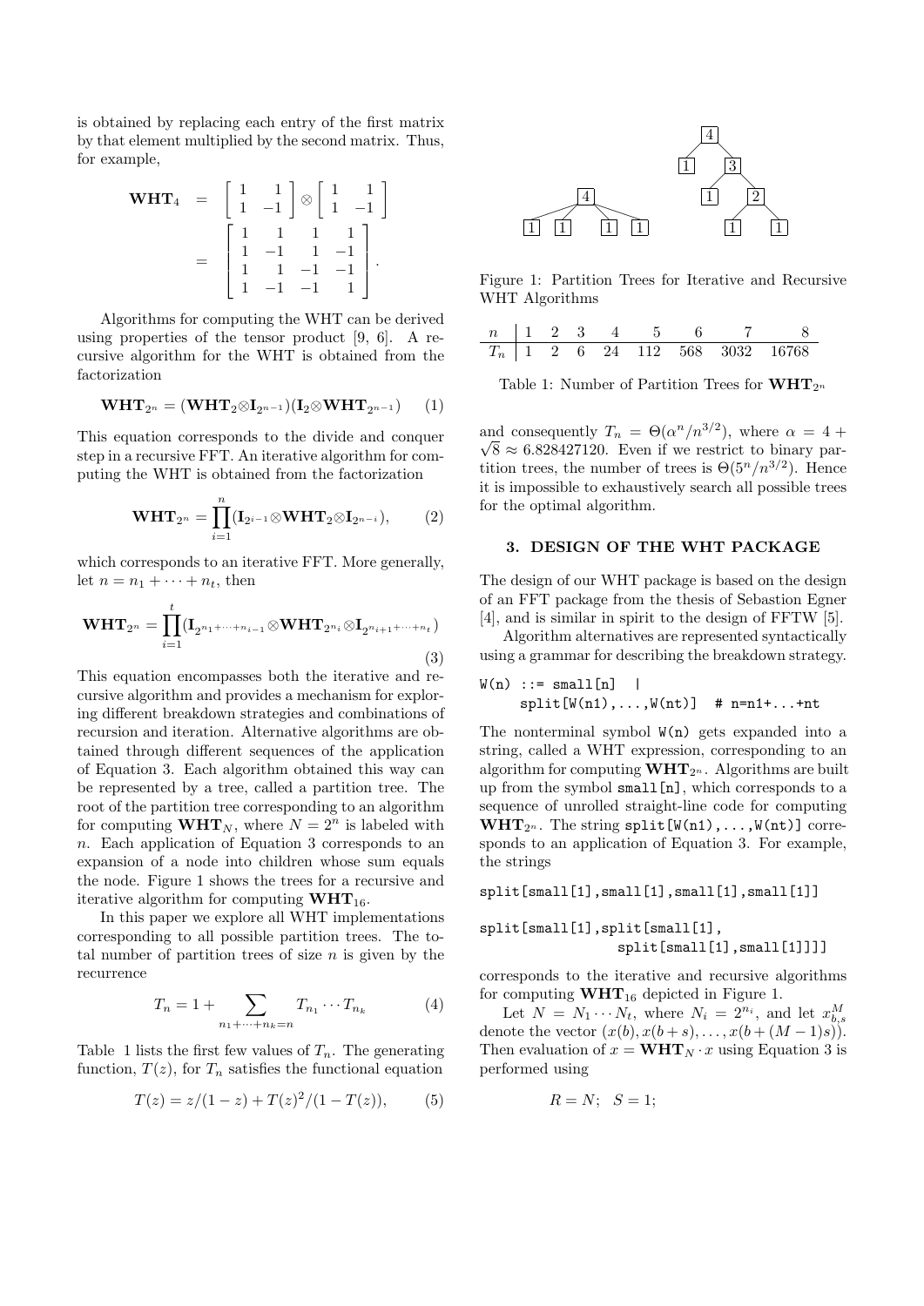is obtained by replacing each entry of the first matrix by that element multiplied by the second matrix. Thus, for example,

$$\mathbf{WHT}_4 = \begin{bmatrix} 1 & 1 \\ 1 & -1 \end{bmatrix} \otimes \begin{bmatrix} 1 & 1 \\ 1 & -1 \end{bmatrix} = \begin{bmatrix} 1 & 1 & 1 & 1 \\ 1 & -1 & 1 & -1 \\ 1 & 1 & -1 & -1 \\ 1 & -1 & -1 & 1 \end{bmatrix}.$$

Algorithms for computing the WHT can be derived using properties of the tensor product [9, 6]. A recursive algorithm for the WHT is obtained from the factorization

$$\mathbf{WHT}_{2^n} = (\mathbf{WHT}_2 \otimes \mathbf{I}_{2^{n-1}})(\mathbf{I}_2 \otimes \mathbf{WHT}_{2^{n-1}}) \quad (1)$$

This equation corresponds to the divide and conquer step in a recursive FFT. An iterative algorithm for computing the WHT is obtained from the factorization

$$\mathbf{WHT}_{2^n} = \prod_{i=1}^{n} (\mathbf{I}_{2^{i-1}} \otimes \mathbf{WHT}_2 \otimes \mathbf{I}_{2^{n-i}}), \quad (2)$$

which corresponds to an iterative FFT. More generally, let $n = n_1 + \cdots + n_t$, then

$$\mathbf{WHT}_{2^n} = \prod_{i=1}^{t} (\mathbf{I}_{2^{n_1+\cdots+n_{i-1}}} \otimes \mathbf{WHT}_{2^{n_i}} \otimes \mathbf{I}_{2^{n_{i+1}+\cdots+n_t}}) \quad (3)$$

This equation encompasses both the iterative and recursive algorithm and provides a mechanism for exploring different breakdown strategies and combinations of recursion and iteration. Alternative algorithms are obtained through different sequences of the application of Equation 3. Each algorithm obtained this way can be represented by a tree, called a partition tree. The root of the partition tree corresponding to an algorithm for computing $\mathbf{WHT}_N$, where $N = 2^n$ is labeled with $n$. Each application of Equation 3 corresponds to an expansion of a node into children whose sum equals the node. Figure 1 shows the trees for a recursive and iterative algorithm for computing $\mathbf{WHT}_{16}$.

In this paper we explore all WHT implementations corresponding to all possible partition trees. The total number of partition trees of size $n$ is given by the recurrence

$$T_n = 1 + \sum_{n_1+\cdots+n_k=n} T_{n_1} \cdots T_{n_k} \quad (4)$$

Table 1 lists the first few values of $T_n$. The generating function, $T(z)$, for $T_n$ satisfies the functional equation

$$T(z) = z/(1-z) + T(z)^2/(1-T(z)), \quad (5)$$

Figure 1: Partition Trees for Iterative and Recursive WHT Algorithms

| $n$ | 1 | 2 | 3 | 4 | 5 | 6 | 7 | 8 |
|---|---|---|---|---|---|---|---|---|
| $T_n$ | 1 | 2 | 6 | 24 | 112 | 568 | 3032 | 16768 |

Table 1: Number of Partition Trees for $\mathbf{WHT}_{2^n}$

and consequently $T_n = \Theta(\alpha^n/n^{3/2})$, where $\alpha = 4 + \sqrt{8} \approx 6.828427120$. Even if we restrict to binary partition trees, the number of trees is $\Theta(5^n/n^{3/2})$. Hence it is impossible to exhaustively search all possible trees for the optimal algorithm.

## 3. DESIGN OF THE WHT PACKAGE

The design of our WHT package is based on the design of an FFT package from the thesis of Sebastion Egner [4], and is similar in spirit to the design of FFTW [5].

Algorithm alternatives are represented syntactically using a grammar for describing the breakdown strategy.

```
W(n) ::= small[n]  |
      split[W(n1),...,W(nt)]  # n=n1+...+nt
```

The nonterminal symbol W(n) gets expanded into a string, called a WHT expression, corresponding to an algorithm for computing $\mathbf{WHT}_{2^n}$. Algorithms are built up from the symbol small[n], which corresponds to a sequence of unrolled straight-line code for computing $\mathbf{WHT}_{2^n}$. The string split[W(n1),...,W(nt)] corresponds to an application of Equation 3. For example, the strings

```
split[small[1],small[1],small[1],small[1]]

split[small[1],split[small[1],
                  split[small[1],small[1]]]]
```

corresponds to the iterative and recursive algorithms for computing $\mathbf{WHT}_{16}$ depicted in Figure 1.

Let $N = N_1 \cdots N_t$, where $N_i = 2^{n_i}$, and let $x^M_{b,s}$ denote the vector $(x(b), x(b+s), \ldots, x(b+(M-1)s))$. Then evaluation of $x = \mathbf{WHT}_N \cdot x$ using Equation 3 is performed using

$$R = N; \quad S = 1;$$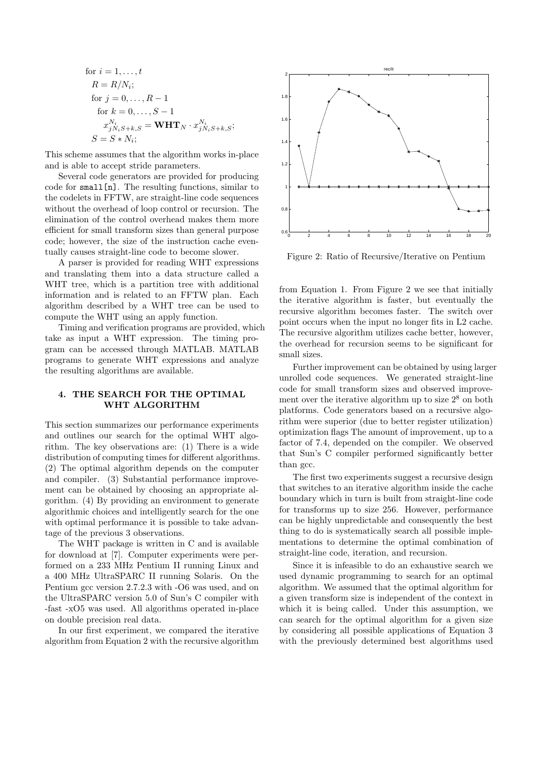$$
\begin{aligned}
&\text{for } i = 1, \ldots, t \\
&\quad R = R/N_i; \\
&\quad \text{for } j = 0, \ldots, R-1 \\
&\quad\quad \text{for } k = 0, \ldots, S-1 \\
&\quad\quad\quad x^{N_i}_{jN_iS+k,S} = \mathbf{WHT}_N \cdot x^{N_i}_{jN_iS+k,S}; \\
&\quad S = S * N_i;
\end{aligned}
$$

This scheme assumes that the algorithm works in-place and is able to accept stride parameters.

Several code generators are provided for producing code for `small[n]`. The resulting functions, similar to the codelets in FFTW, are straight-line code sequences without the overhead of loop control or recursion. The elimination of the control overhead makes them more efficient for small transform sizes than general purpose code; however, the size of the instruction cache eventually causes straight-line code to become slower.

A parser is provided for reading WHT expressions and translating them into a data structure called a WHT tree, which is a partition tree with additional information and is related to an FFTW plan. Each algorithm described by a WHT tree can be used to compute the WHT using an apply function.

Timing and verification programs are provided, which take as input a WHT expression. The timing program can be accessed through MATLAB. MATLAB programs to generate WHT expressions and analyze the resulting algorithms are available.

## 4. THE SEARCH FOR THE OPTIMAL WHT ALGORITHM

This section summarizes our performance experiments and outlines our search for the optimal WHT algorithm. The key observations are: (1) There is a wide distribution of computing times for different algorithms. (2) The optimal algorithm depends on the computer and compiler. (3) Substantial performance improvement can be obtained by choosing an appropriate algorithm. (4) By providing an environment to generate algorithmic choices and intelligently search for the one with optimal performance it is possible to take advantage of the previous 3 observations.

The WHT package is written in C and is available for download at [7]. Computer experiments were performed on a 233 MHz Pentium II running Linux and a 400 MHz UltraSPARC II running Solaris. On the Pentium gcc version 2.7.2.3 with -O6 was used, and on the UltraSPARC version 5.0 of Sun's C compiler with -fast -xO5 was used. All algorithms operated in-place on double precision real data.

In our first experiment, we compared the iterative algorithm from Equation 2 with the recursive algorithm from Equation 1. From Figure 2 we see that initially the iterative algorithm is faster, but eventually the recursive algorithm becomes faster. The switch over point occurs when the input no longer fits in L2 cache. The recursive algorithm utilizes cache better, however, the overhead for recursion seems to be significant for small sizes.

Figure 2: Ratio of Recursive/Iterative on Pentium

Further improvement can be obtained by using larger unrolled code sequences. We generated straight-line code for small transform sizes and observed improvement over the iterative algorithm up to size $2^8$ on both platforms. Code generators based on a recursive algorithm were superior (due to better register utilization) optimization flags The amount of improvement, up to a factor of 7.4, depended on the compiler. We observed that Sun's C compiler performed significantly better than gcc.

The first two experiments suggest a recursive design that switches to an iterative algorithm inside the cache boundary which in turn is built from straight-line code for transforms up to size 256. However, performance can be highly unpredictable and consequently the best thing to do is systematically search all possible implementations to determine the optimal combination of straight-line code, iteration, and recursion.

Since it is infeasible to do an exhaustive search we used dynamic programming to search for an optimal algorithm. We assumed that the optimal algorithm for a given transform size is independent of the context in which it is being called. Under this assumption, we can search for the optimal algorithm for a given size by considering all possible applications of Equation 3 with the previously determined best algorithms used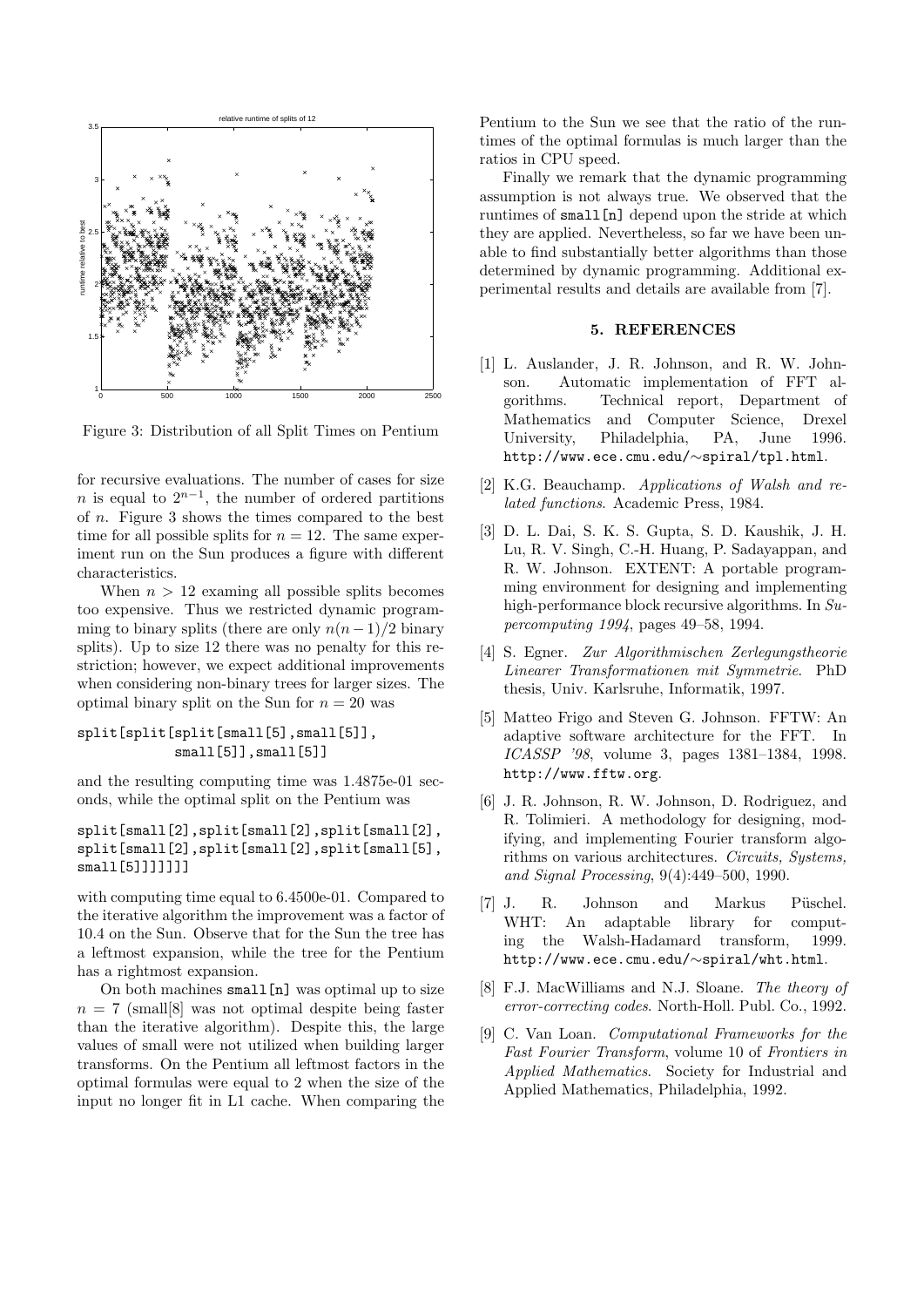relative runtime of splits of 12

runtime relative to best

3.5
3
2.5
2
1.5
1

0 500 1000 1500 2000 2500

Figure 3: Distribution of all Split Times on Pentium

for recursive evaluations. The number of cases for size $n$ is equal to $2^{n-1}$, the number of ordered partitions of $n$. Figure 3 shows the times compared to the best time for all possible splits for $n = 12$. The same experiment run on the Sun produces a figure with different characteristics.

When $n > 12$ examing all possible splits becomes too expensive. Thus we restricted dynamic programming to binary splits (there are only $n(n-1)/2$ binary splits). Up to size 12 there was no penalty for this restriction; however, we expect additional improvements when considering non-binary trees for larger sizes. The optimal binary split on the Sun for $n = 20$ was

```
split[split[split[small[5],small[5]],
            small[5]],small[5]]
```

and the resulting computing time was 1.4875e-01 seconds, while the optimal split on the Pentium was

```
split[small[2],split[small[2],split[small[2],
split[small[2],split[small[2],split[small[5],
small[5]]]]]]]
```

with computing time equal to 6.4500e-01. Compared to the iterative algorithm the improvement was a factor of 10.4 on the Sun. Observe that for the Sun the tree has a leftmost expansion, while the tree for the Pentium has a rightmost expansion.

On both machines `small[n]` was optimal up to size $n = 7$ (small[8] was not optimal despite being faster than the iterative algorithm). Despite this, the large values of small were not utilized when building larger transforms. On the Pentium all leftmost factors in the optimal formulas were equal to 2 when the size of the input no longer fit in L1 cache. When comparing the Pentium to the Sun we see that the ratio of the runtimes of the optimal formulas is much larger than the ratios in CPU speed.

Finally we remark that the dynamic programming assumption is not always true. We observed that the runtimes of `small[n]` depend upon the stride at which they are applied. Nevertheless, so far we have been unable to find substantially better algorithms than those determined by dynamic programming. Additional experimental results and details are available from [7].

## 5. REFERENCES

[1] L. Auslander, J. R. Johnson, and R. W. Johnson. Automatic implementation of FFT algorithms. Technical report, Department of Mathematics and Computer Science, Drexel University, Philadelphia, PA, June 1996. http://www.ece.cmu.edu/∼spiral/tpl.html.

[2] K.G. Beauchamp. *Applications of Walsh and related functions*. Academic Press, 1984.

[3] D. L. Dai, S. K. S. Gupta, S. D. Kaushik, J. H. Lu, R. V. Singh, C.-H. Huang, P. Sadayappan, and R. W. Johnson. EXTENT: A portable programming environment for designing and implementing high-performance block recursive algorithms. In *Supercomputing 1994*, pages 49–58, 1994.

[4] S. Egner. *Zur Algorithmischen Zerlegungstheorie Linearer Transformationen mit Symmetrie*. PhD thesis, Univ. Karlsruhe, Informatik, 1997.

[5] Matteo Frigo and Steven G. Johnson. FFTW: An adaptive software architecture for the FFT. In *ICASSP '98*, volume 3, pages 1381–1384, 1998. http://www.fftw.org.

[6] J. R. Johnson, R. W. Johnson, D. Rodriguez, and R. Tolimieri. A methodology for designing, modifying, and implementing Fourier transform algorithms on various architectures. *Circuits, Systems, and Signal Processing*, 9(4):449–500, 1990.

[7] J. R. Johnson and Markus Püschel. WHT: An adaptable library for computing the Walsh-Hadamard transform, 1999. http://www.ece.cmu.edu/∼spiral/wht.html.

[8] F.J. MacWilliams and N.J. Sloane. *The theory of error-correcting codes*. North-Holl. Publ. Co., 1992.

[9] C. Van Loan. *Computational Frameworks for the Fast Fourier Transform*, volume 10 of *Frontiers in Applied Mathematics*. Society for Industrial and Applied Mathematics, Philadelphia, 1992.